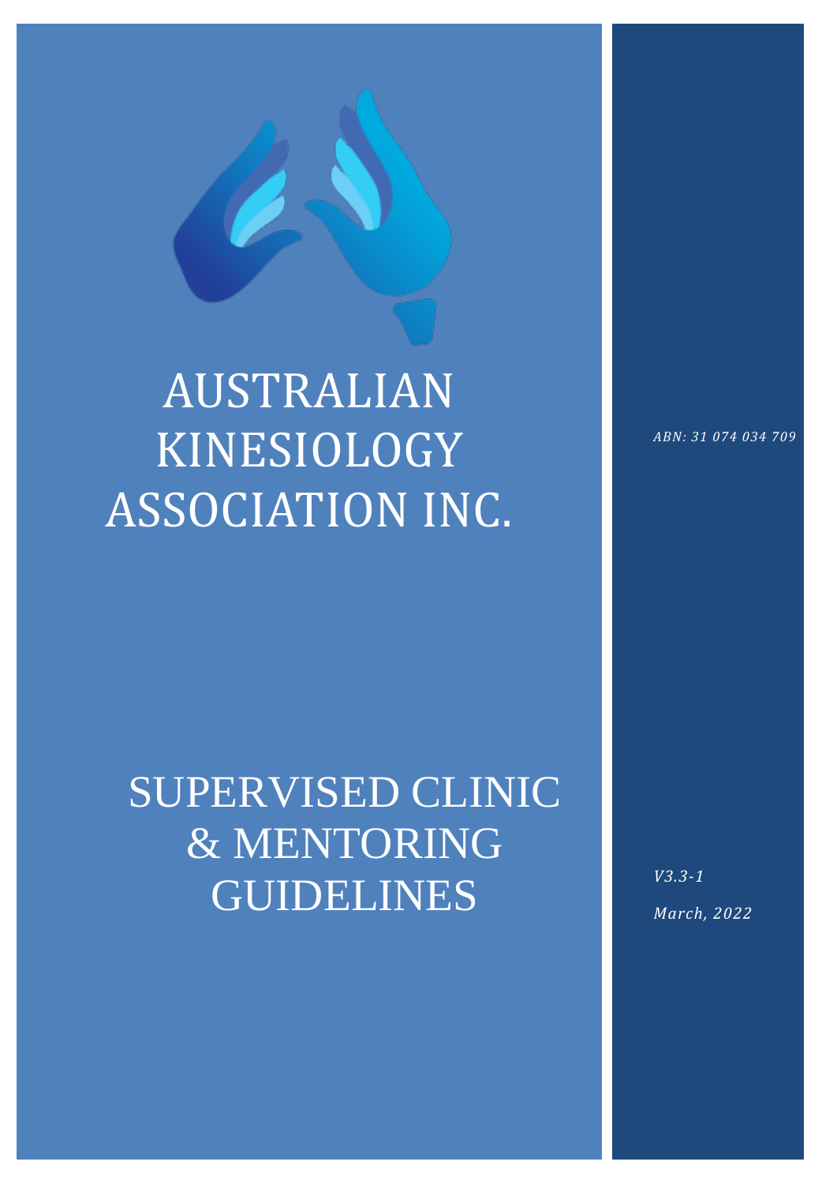# AUSTRALIAN KINESIOLOGY ASSOCIATION INC.

*ABN: 31 074 034 709*

# SUPERVISED CLINIC & MENTORING GUIDELINES

*V3.3-1*

*March, 2022*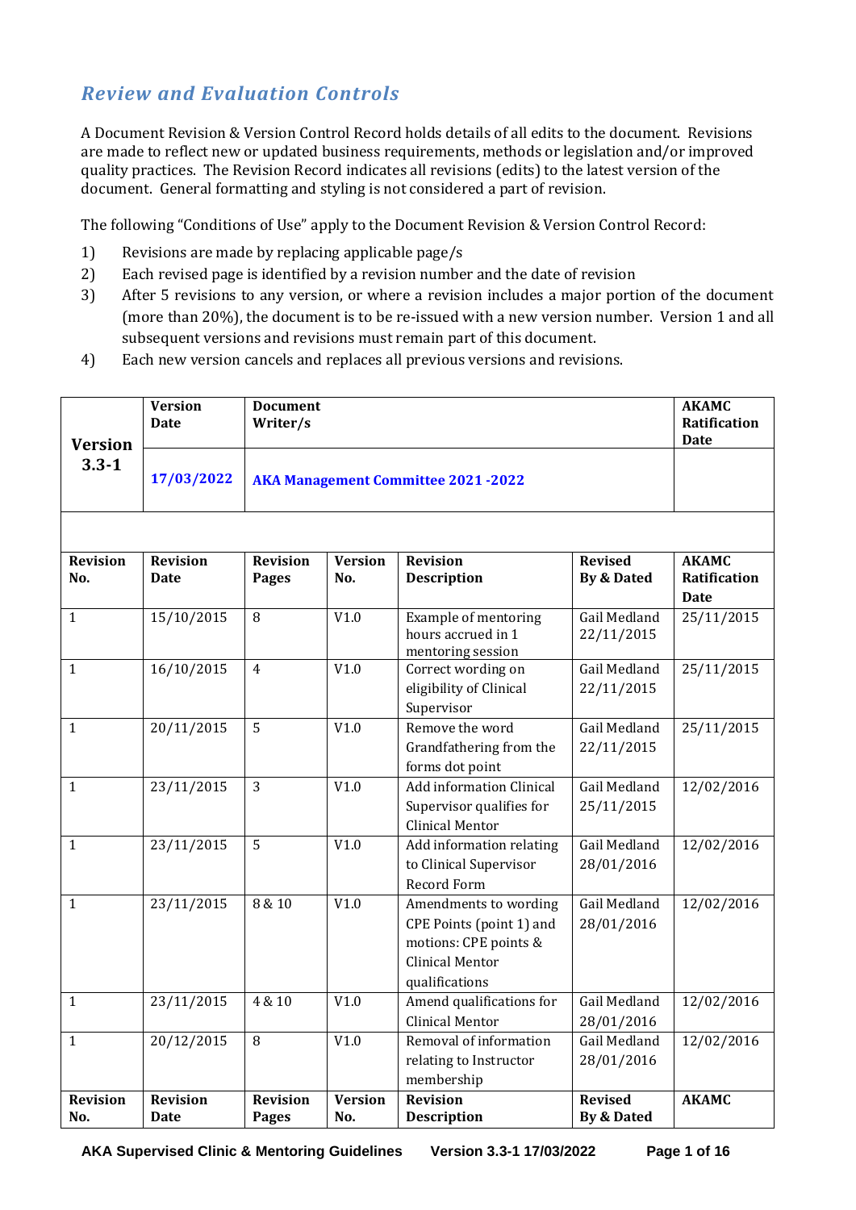## *Review and Evaluation Controls*

A Document Revision & Version Control Record holds details of all edits to the document. Revisions are made to reflect new or updated business requirements, methods or legislation and/or improved quality practices. The Revision Record indicates all revisions (edits) to the latest version of the document. General formatting and styling is not considered a part of revision.

The following "Conditions of Use" apply to the Document Revision & Version Control Record:

1) Revisions are made by replacing applicable page/s
2) Each revised page is identified by a revision number and the date of revision
3) After 5 revisions to any version, or where a revision includes a major portion of the document (more than 20%), the document is to be re-issued with a new version number. Version 1 and all subsequent versions and revisions must remain part of this document.
4) Each new version cancels and replaces all previous versions and revisions.

| **Version 3.3-1** | **Version Date** | **Document Writer/s** | | | | **AKAMC Ratification Date** |
|---|---|---|---|---|---|---|
| | **17/03/2022** | **AKA Management Committee 2021 -2022** | | | | |
| | | | | | | |
| **Revision No.** | **Revision Date** | **Revision Pages** | **Version No.** | **Revision Description** | **Revised By & Dated** | **AKAMC Ratification Date** |
| 1 | 15/10/2015 | 8 | V1.0 | Example of mentoring hours accrued in 1 mentoring session | Gail Medland 22/11/2015 | 25/11/2015 |
| 1 | 16/10/2015 | 4 | V1.0 | Correct wording on eligibility of Clinical Supervisor | Gail Medland 22/11/2015 | 25/11/2015 |
| 1 | 20/11/2015 | 5 | V1.0 | Remove the word Grandfathering from the forms dot point | Gail Medland 22/11/2015 | 25/11/2015 |
| 1 | 23/11/2015 | 3 | V1.0 | Add information Clinical Supervisor qualifies for Clinical Mentor | Gail Medland 25/11/2015 | 12/02/2016 |
| 1 | 23/11/2015 | 5 | V1.0 | Add information relating to Clinical Supervisor Record Form | Gail Medland 28/01/2016 | 12/02/2016 |
| 1 | 23/11/2015 | 8 & 10 | V1.0 | Amendments to wording CPE Points (point 1) and motions: CPE points & Clinical Mentor qualifications | Gail Medland 28/01/2016 | 12/02/2016 |
| 1 | 23/11/2015 | 4 & 10 | V1.0 | Amend qualifications for Clinical Mentor | Gail Medland 28/01/2016 | 12/02/2016 |
| 1 | 20/12/2015 | 8 | V1.0 | Removal of information relating to Instructor membership | Gail Medland 28/01/2016 | 12/02/2016 |
| **Revision No.** | **Revision Date** | **Revision Pages** | **Version No.** | **Revision Description** | **Revised By & Dated** | **AKAMC** |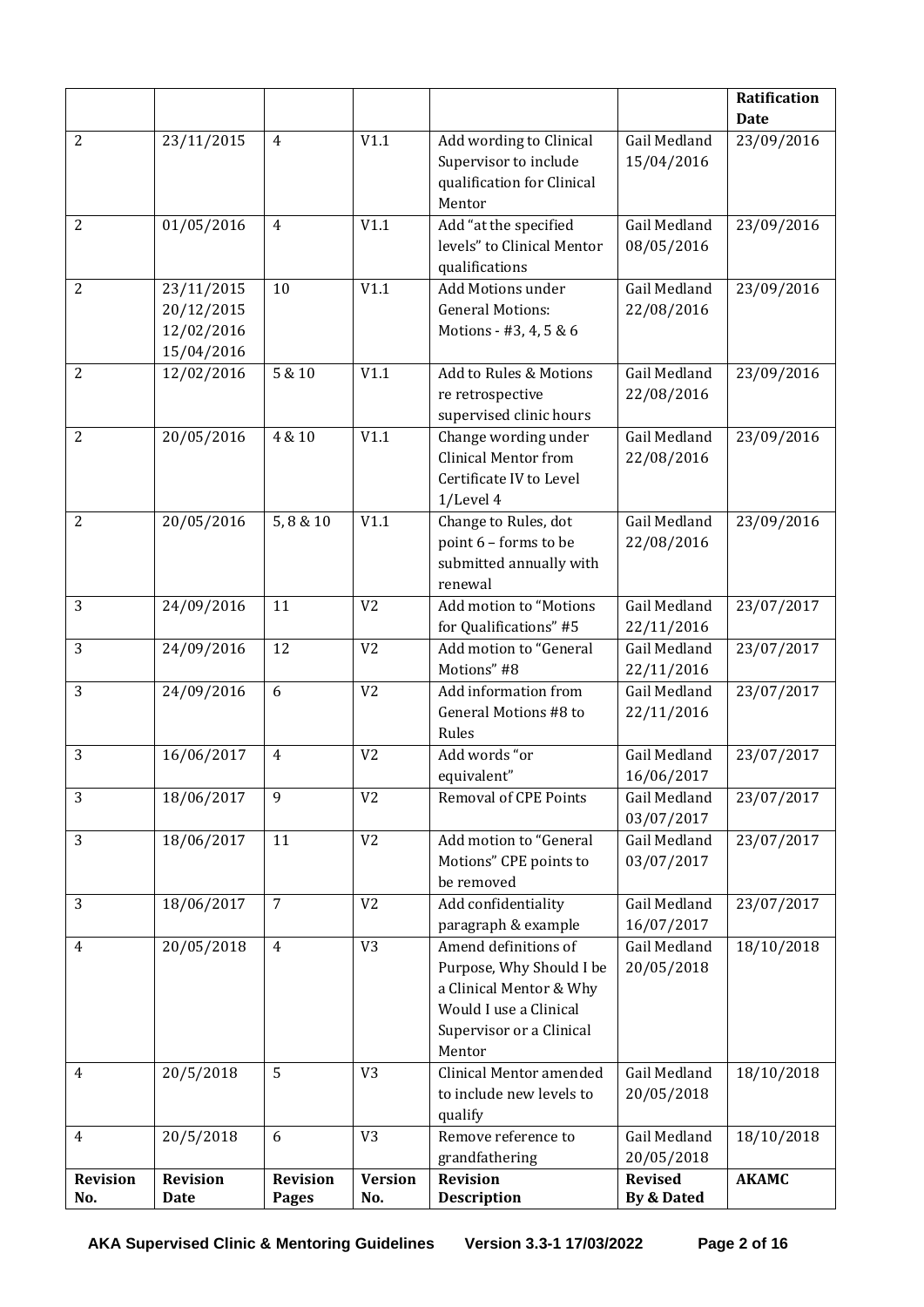| Revision No. | Revision Date | Revision Pages | Version No. | Revision Description | Revised By & Dated | AKAMC Ratification Date |
|---|---|---|---|---|---|---|
| 2 | 23/11/2015 | 4 | V1.1 | Add wording to Clinical Supervisor to include qualification for Clinical Mentor | Gail Medland 15/04/2016 | 23/09/2016 |
| 2 | 01/05/2016 | 4 | V1.1 | Add "at the specified levels" to Clinical Mentor qualifications | Gail Medland 08/05/2016 | 23/09/2016 |
| 2 | 23/11/2015 20/12/2015 12/02/2016 15/04/2016 | 10 | V1.1 | Add Motions under General Motions: Motions - #3, 4, 5 & 6 | Gail Medland 22/08/2016 | 23/09/2016 |
| 2 | 12/02/2016 | 5 & 10 | V1.1 | Add to Rules & Motions re retrospective supervised clinic hours | Gail Medland 22/08/2016 | 23/09/2016 |
| 2 | 20/05/2016 | 4 & 10 | V1.1 | Change wording under Clinical Mentor from Certificate IV to Level 1/Level 4 | Gail Medland 22/08/2016 | 23/09/2016 |
| 2 | 20/05/2016 | 5, 8 & 10 | V1.1 | Change to Rules, dot point 6 – forms to be submitted annually with renewal | Gail Medland 22/08/2016 | 23/09/2016 |
| 3 | 24/09/2016 | 11 | V2 | Add motion to "Motions for Qualifications" #5 | Gail Medland 22/11/2016 | 23/07/2017 |
| 3 | 24/09/2016 | 12 | V2 | Add motion to "General Motions" #8 | Gail Medland 22/11/2016 | 23/07/2017 |
| 3 | 24/09/2016 | 6 | V2 | Add information from General Motions #8 to Rules | Gail Medland 22/11/2016 | 23/07/2017 |
| 3 | 16/06/2017 | 4 | V2 | Add words "or equivalent" | Gail Medland 16/06/2017 | 23/07/2017 |
| 3 | 18/06/2017 | 9 | V2 | Removal of CPE Points | Gail Medland 03/07/2017 | 23/07/2017 |
| 3 | 18/06/2017 | 11 | V2 | Add motion to "General Motions" CPE points to be removed | Gail Medland 03/07/2017 | 23/07/2017 |
| 3 | 18/06/2017 | 7 | V2 | Add confidentiality paragraph & example | Gail Medland 16/07/2017 | 23/07/2017 |
| 4 | 20/05/2018 | 4 | V3 | Amend definitions of Purpose, Why Should I be a Clinical Mentor & Why Would I use a Clinical Supervisor or a Clinical Mentor | Gail Medland 20/05/2018 | 18/10/2018 |
| 4 | 20/5/2018 | 5 | V3 | Clinical Mentor amended to include new levels to qualify | Gail Medland 20/05/2018 | 18/10/2018 |
| 4 | 20/5/2018 | 6 | V3 | Remove reference to grandfathering | Gail Medland 20/05/2018 | 18/10/2018 |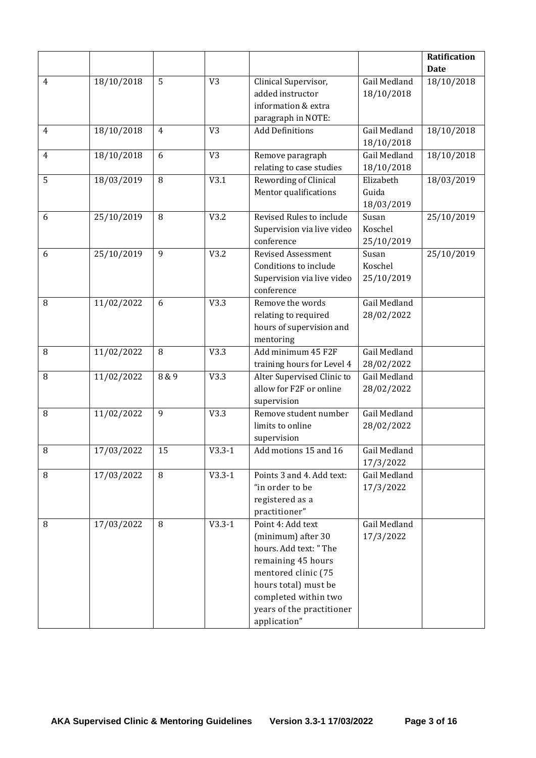| | | | | | | Ratification Date |
|---|---|---|---|---|---|---|
| 4 | 18/10/2018 | 5 | V3 | Clinical Supervisor, added instructor information & extra paragraph in NOTE: | Gail Medland 18/10/2018 | 18/10/2018 |
| 4 | 18/10/2018 | 4 | V3 | Add Definitions | Gail Medland 18/10/2018 | 18/10/2018 |
| 4 | 18/10/2018 | 6 | V3 | Remove paragraph relating to case studies | Gail Medland 18/10/2018 | 18/10/2018 |
| 5 | 18/03/2019 | 8 | V3.1 | Rewording of Clinical Mentor qualifications | Elizabeth Guida 18/03/2019 | 18/03/2019 |
| 6 | 25/10/2019 | 8 | V3.2 | Revised Rules to include Supervision via live video conference | Susan Koschel 25/10/2019 | 25/10/2019 |
| 6 | 25/10/2019 | 9 | V3.2 | Revised Assessment Conditions to include Supervision via live video conference | Susan Koschel 25/10/2019 | 25/10/2019 |
| 8 | 11/02/2022 | 6 | V3.3 | Remove the words relating to required hours of supervision and mentoring | Gail Medland 28/02/2022 | |
| 8 | 11/02/2022 | 8 | V3.3 | Add minimum 45 F2F training hours for Level 4 | Gail Medland 28/02/2022 | |
| 8 | 11/02/2022 | 8 & 9 | V3.3 | Alter Supervised Clinic to allow for F2F or online supervision | Gail Medland 28/02/2022 | |
| 8 | 11/02/2022 | 9 | V3.3 | Remove student number limits to online supervision | Gail Medland 28/02/2022 | |
| 8 | 17/03/2022 | 15 | V3.3-1 | Add motions 15 and 16 | Gail Medland 17/3/2022 | |
| 8 | 17/03/2022 | 8 | V3.3-1 | Points 3 and 4. Add text: "in order to be registered as a practitioner" | Gail Medland 17/3/2022 | |
| 8 | 17/03/2022 | 8 | V3.3-1 | Point 4: Add text (minimum) after 30 hours. Add text: " The remaining 45 hours mentored clinic (75 hours total) must be completed within two years of the practitioner application" | Gail Medland 17/3/2022 | |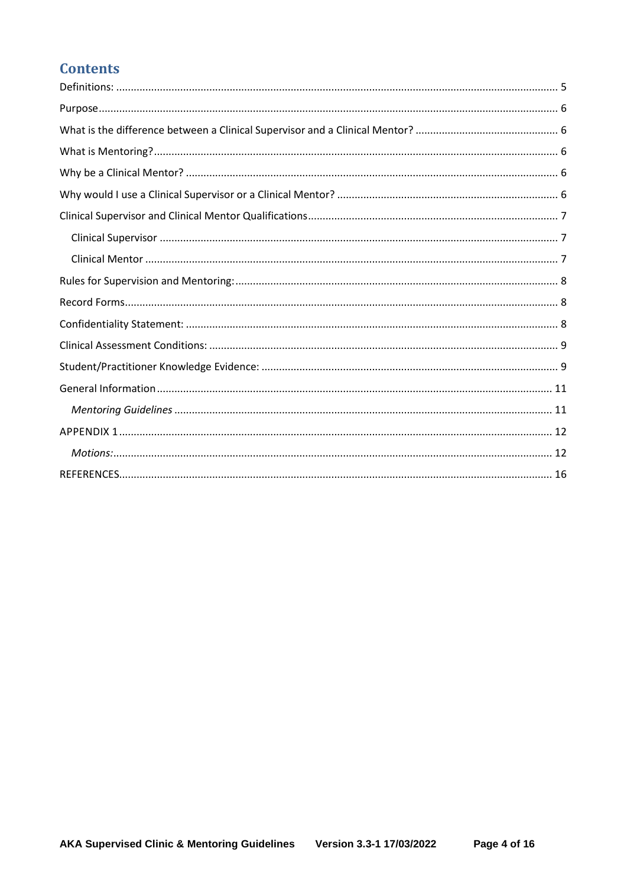# Contents

Definitions: ... 5

Purpose ... 6

What is the difference between a Clinical Supervisor and a Clinical Mentor? ... 6

What is Mentoring? ... 6

Why be a Clinical Mentor? ... 6

Why would I use a Clinical Supervisor or a Clinical Mentor? ... 6

Clinical Supervisor and Clinical Mentor Qualifications ... 7

- Clinical Supervisor ... 7
- Clinical Mentor ... 7

Rules for Supervision and Mentoring: ... 8

Record Forms ... 8

Confidentiality Statement: ... 8

Clinical Assessment Conditions: ... 9

Student/Practitioner Knowledge Evidence: ... 9

General Information ... 11

- *Mentoring Guidelines* ... 11

APPENDIX 1 ... 12

- *Motions:* ... 12

REFERENCES ... 16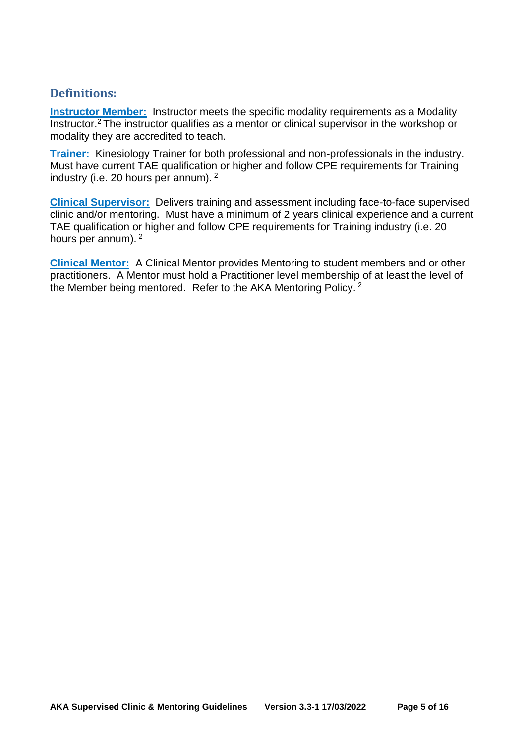## Definitions:

**Instructor Member:** Instructor meets the specific modality requirements as a Modality Instructor.[2] The instructor qualifies as a mentor or clinical supervisor in the workshop or modality they are accredited to teach.

**Trainer:** Kinesiology Trainer for both professional and non-professionals in the industry. Must have current TAE qualification or higher and follow CPE requirements for Training industry (i.e. 20 hours per annum). [2]

**Clinical Supervisor:** Delivers training and assessment including face-to-face supervised clinic and/or mentoring. Must have a minimum of 2 years clinical experience and a current TAE qualification or higher and follow CPE requirements for Training industry (i.e. 20 hours per annum). [2]

**Clinical Mentor:** A Clinical Mentor provides Mentoring to student members and or other practitioners. A Mentor must hold a Practitioner level membership of at least the level of the Member being mentored. Refer to the AKA Mentoring Policy. [2]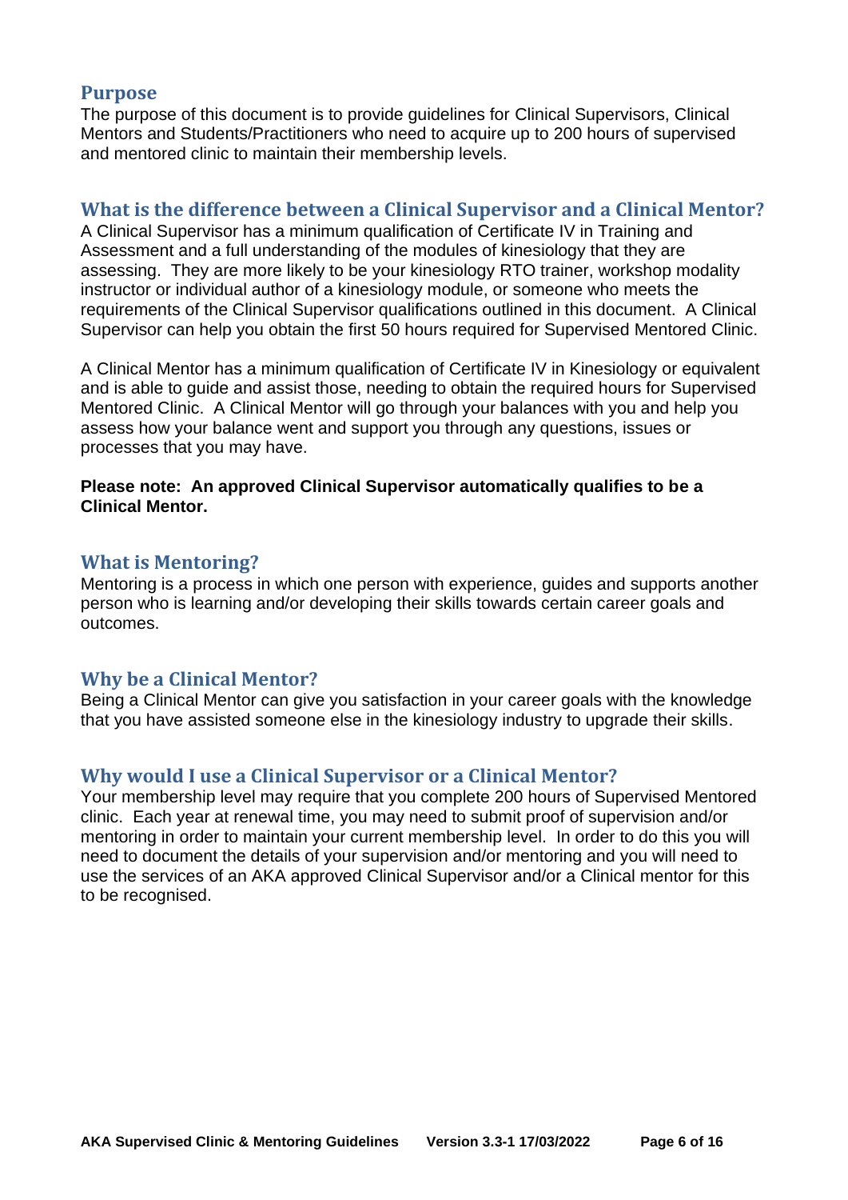## Purpose

The purpose of this document is to provide guidelines for Clinical Supervisors, Clinical Mentors and Students/Practitioners who need to acquire up to 200 hours of supervised and mentored clinic to maintain their membership levels.

## What is the difference between a Clinical Supervisor and a Clinical Mentor?

A Clinical Supervisor has a minimum qualification of Certificate IV in Training and Assessment and a full understanding of the modules of kinesiology that they are assessing. They are more likely to be your kinesiology RTO trainer, workshop modality instructor or individual author of a kinesiology module, or someone who meets the requirements of the Clinical Supervisor qualifications outlined in this document. A Clinical Supervisor can help you obtain the first 50 hours required for Supervised Mentored Clinic.

A Clinical Mentor has a minimum qualification of Certificate IV in Kinesiology or equivalent and is able to guide and assist those, needing to obtain the required hours for Supervised Mentored Clinic. A Clinical Mentor will go through your balances with you and help you assess how your balance went and support you through any questions, issues or processes that you may have.

**Please note: An approved Clinical Supervisor automatically qualifies to be a Clinical Mentor.**

## What is Mentoring?

Mentoring is a process in which one person with experience, guides and supports another person who is learning and/or developing their skills towards certain career goals and outcomes.

## Why be a Clinical Mentor?

Being a Clinical Mentor can give you satisfaction in your career goals with the knowledge that you have assisted someone else in the kinesiology industry to upgrade their skills.

## Why would I use a Clinical Supervisor or a Clinical Mentor?

Your membership level may require that you complete 200 hours of Supervised Mentored clinic. Each year at renewal time, you may need to submit proof of supervision and/or mentoring in order to maintain your current membership level. In order to do this you will need to document the details of your supervision and/or mentoring and you will need to use the services of an AKA approved Clinical Supervisor and/or a Clinical mentor for this to be recognised.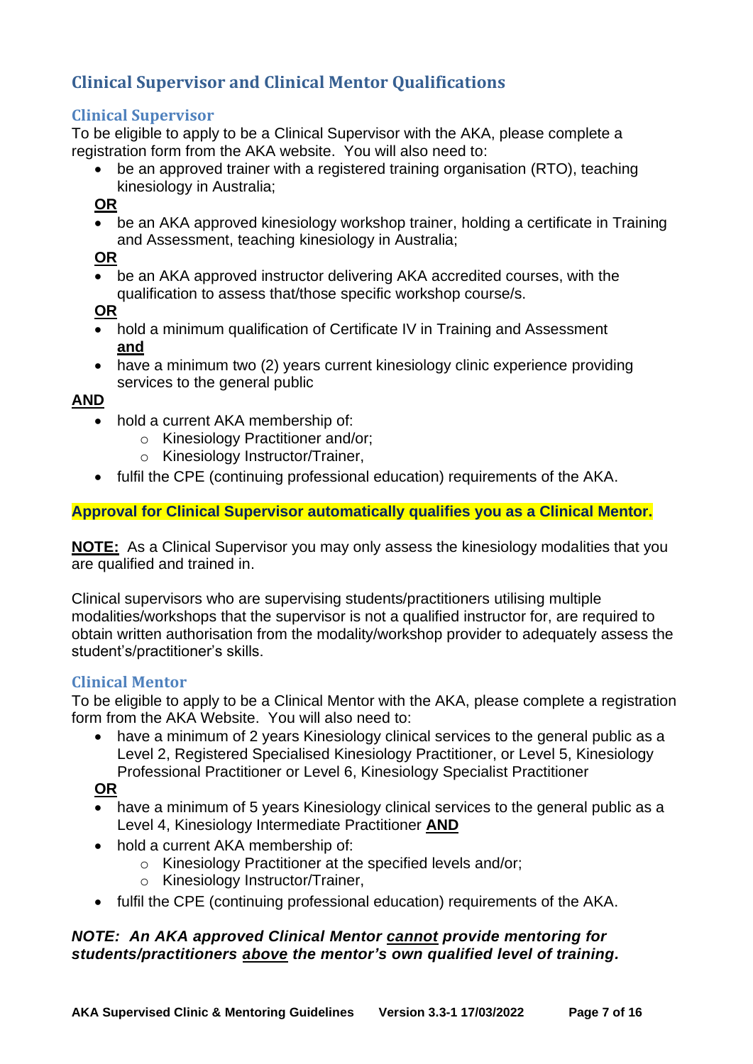## Clinical Supervisor and Clinical Mentor Qualifications

### Clinical Supervisor

To be eligible to apply to be a Clinical Supervisor with the AKA, please complete a registration form from the AKA website. You will also need to:

- be an approved trainer with a registered training organisation (RTO), teaching kinesiology in Australia;

**OR**

- be an AKA approved kinesiology workshop trainer, holding a certificate in Training and Assessment, teaching kinesiology in Australia;

**OR**

- be an AKA approved instructor delivering AKA accredited courses, with the qualification to assess that/those specific workshop course/s.

**OR**

- hold a minimum qualification of Certificate IV in Training and Assessment **and**
- have a minimum two (2) years current kinesiology clinic experience providing services to the general public

**AND**

- hold a current AKA membership of:
  - Kinesiology Practitioner and/or;
  - Kinesiology Instructor/Trainer,
- fulfil the CPE (continuing professional education) requirements of the AKA.

**Approval for Clinical Supervisor automatically qualifies you as a Clinical Mentor.**

**NOTE:** As a Clinical Supervisor you may only assess the kinesiology modalities that you are qualified and trained in.

Clinical supervisors who are supervising students/practitioners utilising multiple modalities/workshops that the supervisor is not a qualified instructor for, are required to obtain written authorisation from the modality/workshop provider to adequately assess the student's/practitioner's skills.

### Clinical Mentor

To be eligible to apply to be a Clinical Mentor with the AKA, please complete a registration form from the AKA Website. You will also need to:

- have a minimum of 2 years Kinesiology clinical services to the general public as a Level 2, Registered Specialised Kinesiology Practitioner, or Level 5, Kinesiology Professional Practitioner or Level 6, Kinesiology Specialist Practitioner

**OR**

- have a minimum of 5 years Kinesiology clinical services to the general public as a Level 4, Kinesiology Intermediate Practitioner **AND**
- hold a current AKA membership of:
  - Kinesiology Practitioner at the specified levels and/or;
  - Kinesiology Instructor/Trainer,
- fulfil the CPE (continuing professional education) requirements of the AKA.

***NOTE: An AKA approved Clinical Mentor cannot provide mentoring for students/practitioners above the mentor's own qualified level of training.***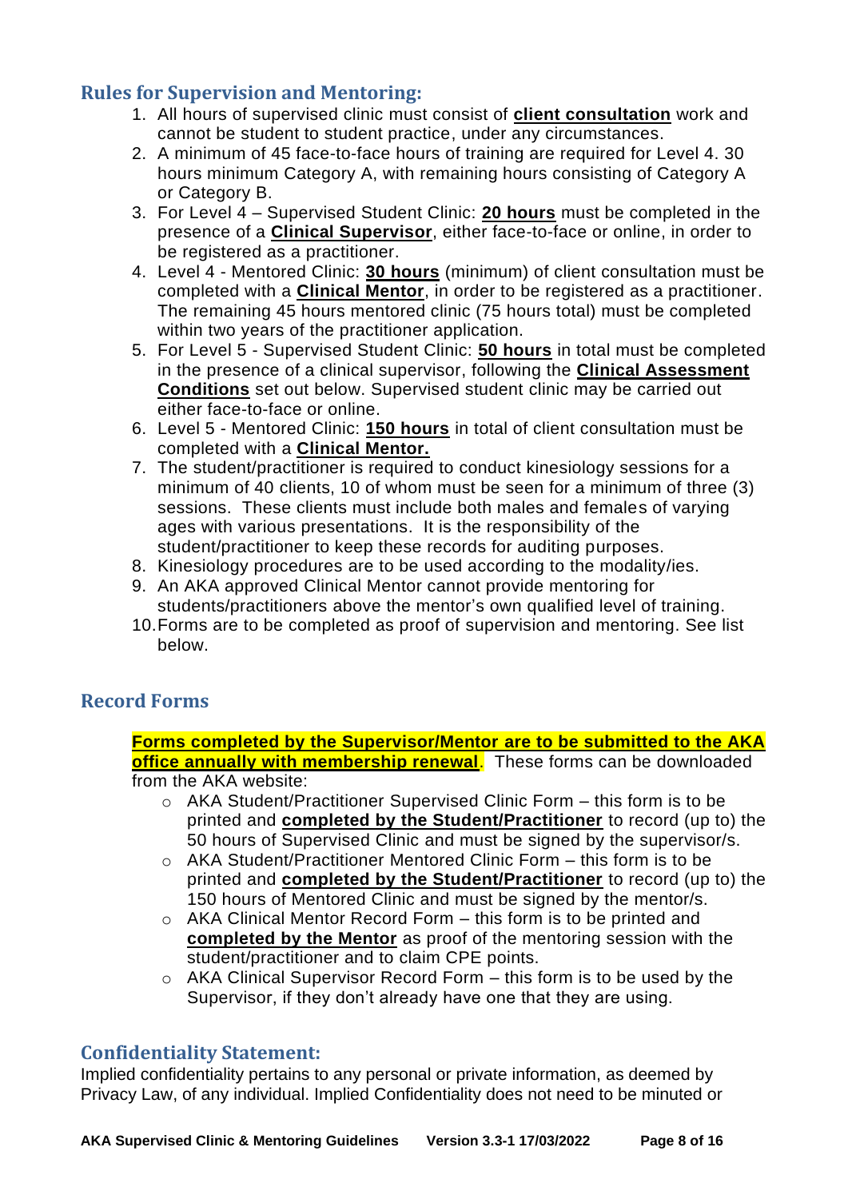## Rules for Supervision and Mentoring:

1. All hours of supervised clinic must consist of **client consultation** work and cannot be student to student practice, under any circumstances.
2. A minimum of 45 face-to-face hours of training are required for Level 4. 30 hours minimum Category A, with remaining hours consisting of Category A or Category B.
3. For Level 4 – Supervised Student Clinic: **20 hours** must be completed in the presence of a **Clinical Supervisor**, either face-to-face or online, in order to be registered as a practitioner.
4. Level 4 - Mentored Clinic: **30 hours** (minimum) of client consultation must be completed with a **Clinical Mentor**, in order to be registered as a practitioner. The remaining 45 hours mentored clinic (75 hours total) must be completed within two years of the practitioner application.
5. For Level 5 - Supervised Student Clinic: **50 hours** in total must be completed in the presence of a clinical supervisor, following the **Clinical Assessment Conditions** set out below. Supervised student clinic may be carried out either face-to-face or online.
6. Level 5 - Mentored Clinic: **150 hours** in total of client consultation must be completed with a **Clinical Mentor.**
7. The student/practitioner is required to conduct kinesiology sessions for a minimum of 40 clients, 10 of whom must be seen for a minimum of three (3) sessions. These clients must include both males and females of varying ages with various presentations. It is the responsibility of the student/practitioner to keep these records for auditing purposes.
8. Kinesiology procedures are to be used according to the modality/ies.
9. An AKA approved Clinical Mentor cannot provide mentoring for students/practitioners above the mentor's own qualified level of training.
10. Forms are to be completed as proof of supervision and mentoring. See list below.

## Record Forms

**Forms completed by the Supervisor/Mentor are to be submitted to the AKA office annually with membership renewal**. These forms can be downloaded from the AKA website:

- AKA Student/Practitioner Supervised Clinic Form – this form is to be printed and **completed by the Student/Practitioner** to record (up to) the 50 hours of Supervised Clinic and must be signed by the supervisor/s.
- AKA Student/Practitioner Mentored Clinic Form – this form is to be printed and **completed by the Student/Practitioner** to record (up to) the 150 hours of Mentored Clinic and must be signed by the mentor/s.
- AKA Clinical Mentor Record Form – this form is to be printed and **completed by the Mentor** as proof of the mentoring session with the student/practitioner and to claim CPE points.
- AKA Clinical Supervisor Record Form – this form is to be used by the Supervisor, if they don't already have one that they are using.

## Confidentiality Statement:

Implied confidentiality pertains to any personal or private information, as deemed by Privacy Law, of any individual. Implied Confidentiality does not need to be minuted or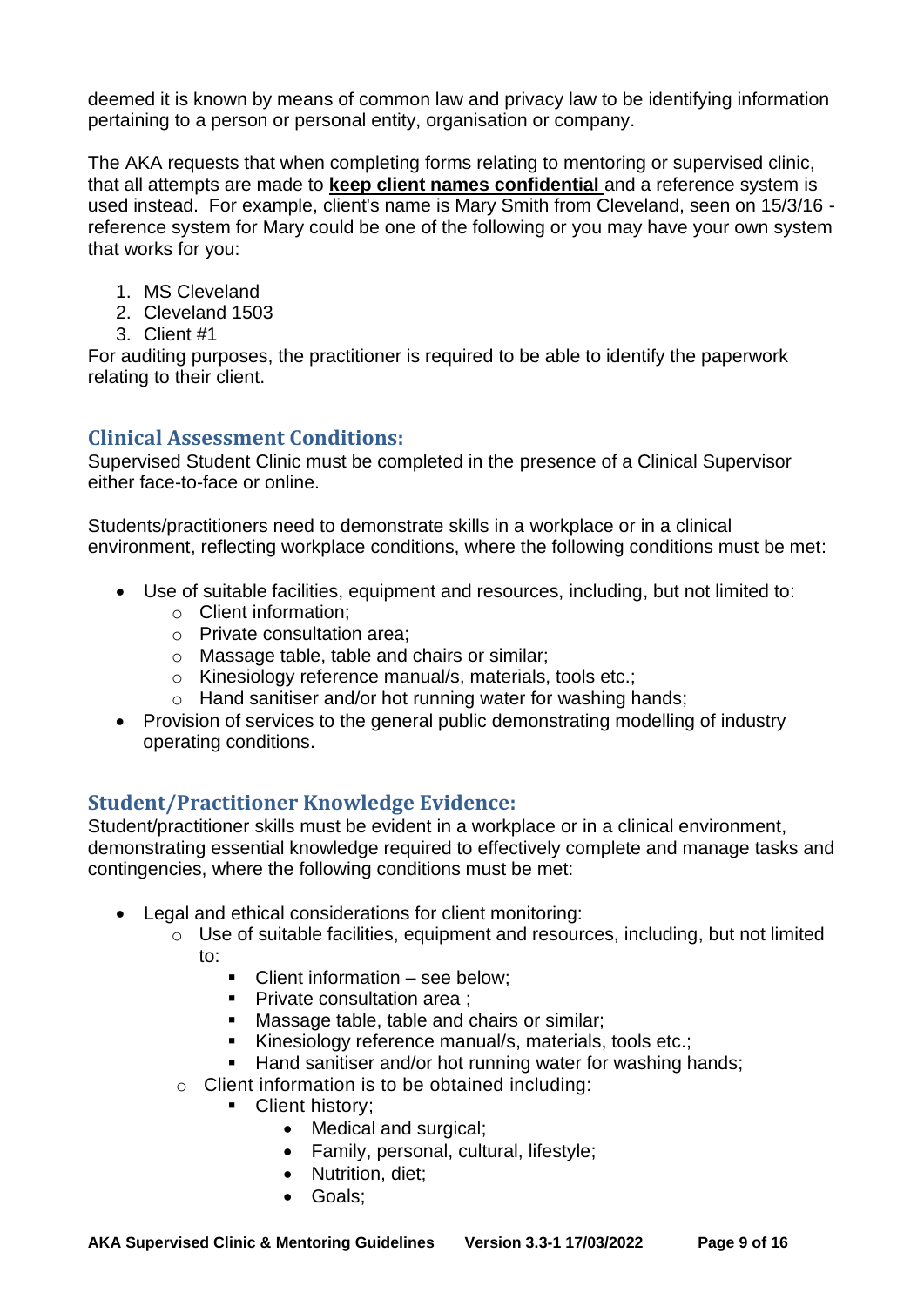deemed it is known by means of common law and privacy law to be identifying information pertaining to a person or personal entity, organisation or company.

The AKA requests that when completing forms relating to mentoring or supervised clinic, that all attempts are made to **keep client names confidential** and a reference system is used instead. For example, client's name is Mary Smith from Cleveland, seen on 15/3/16 - reference system for Mary could be one of the following or you may have your own system that works for you:

1. MS Cleveland
2. Cleveland 1503
3. Client #1

For auditing purposes, the practitioner is required to be able to identify the paperwork relating to their client.

## Clinical Assessment Conditions:

Supervised Student Clinic must be completed in the presence of a Clinical Supervisor either face-to-face or online.

Students/practitioners need to demonstrate skills in a workplace or in a clinical environment, reflecting workplace conditions, where the following conditions must be met:

- Use of suitable facilities, equipment and resources, including, but not limited to:
  - Client information;
  - Private consultation area;
  - Massage table, table and chairs or similar;
  - Kinesiology reference manual/s, materials, tools etc.;
  - Hand sanitiser and/or hot running water for washing hands;
- Provision of services to the general public demonstrating modelling of industry operating conditions.

## Student/Practitioner Knowledge Evidence:

Student/practitioner skills must be evident in a workplace or in a clinical environment, demonstrating essential knowledge required to effectively complete and manage tasks and contingencies, where the following conditions must be met:

- Legal and ethical considerations for client monitoring:
  - Use of suitable facilities, equipment and resources, including, but not limited to:
    - Client information – see below;
    - Private consultation area ;
    - Massage table, table and chairs or similar;
    - Kinesiology reference manual/s, materials, tools etc.;
    - Hand sanitiser and/or hot running water for washing hands;
  - Client information is to be obtained including:
    - Client history;
      - Medical and surgical;
      - Family, personal, cultural, lifestyle;
      - Nutrition, diet;
      - Goals;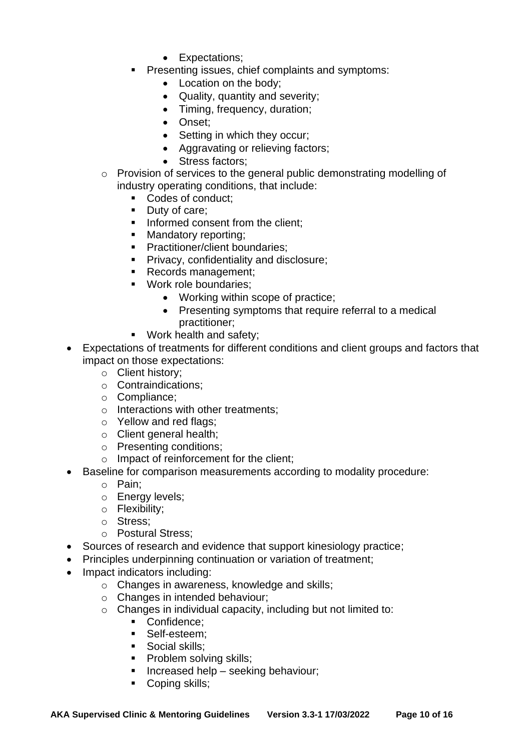- Expectations;
    - Presenting issues, chief complaints and symptoms:
      - Location on the body;
      - Quality, quantity and severity;
      - Timing, frequency, duration;
      - Onset;
      - Setting in which they occur;
      - Aggravating or relieving factors;
      - Stress factors;
  - Provision of services to the general public demonstrating modelling of industry operating conditions, that include:
    - Codes of conduct;
    - Duty of care;
    - Informed consent from the client;
    - Mandatory reporting;
    - Practitioner/client boundaries;
    - Privacy, confidentiality and disclosure;
    - Records management;
    - Work role boundaries;
      - Working within scope of practice;
      - Presenting symptoms that require referral to a medical practitioner;
    - Work health and safety;
- Expectations of treatments for different conditions and client groups and factors that impact on those expectations:
  - Client history;
  - Contraindications;
  - Compliance;
  - Interactions with other treatments;
  - Yellow and red flags;
  - Client general health;
  - Presenting conditions;
  - Impact of reinforcement for the client;
- Baseline for comparison measurements according to modality procedure:
  - Pain;
  - Energy levels;
  - Flexibility;
  - Stress;
  - Postural Stress;
- Sources of research and evidence that support kinesiology practice;
- Principles underpinning continuation or variation of treatment;
- Impact indicators including:
  - Changes in awareness, knowledge and skills;
  - Changes in intended behaviour;
  - Changes in individual capacity, including but not limited to:
    - Confidence;
    - Self-esteem;
    - Social skills;
    - Problem solving skills;
    - Increased help – seeking behaviour;
    - Coping skills;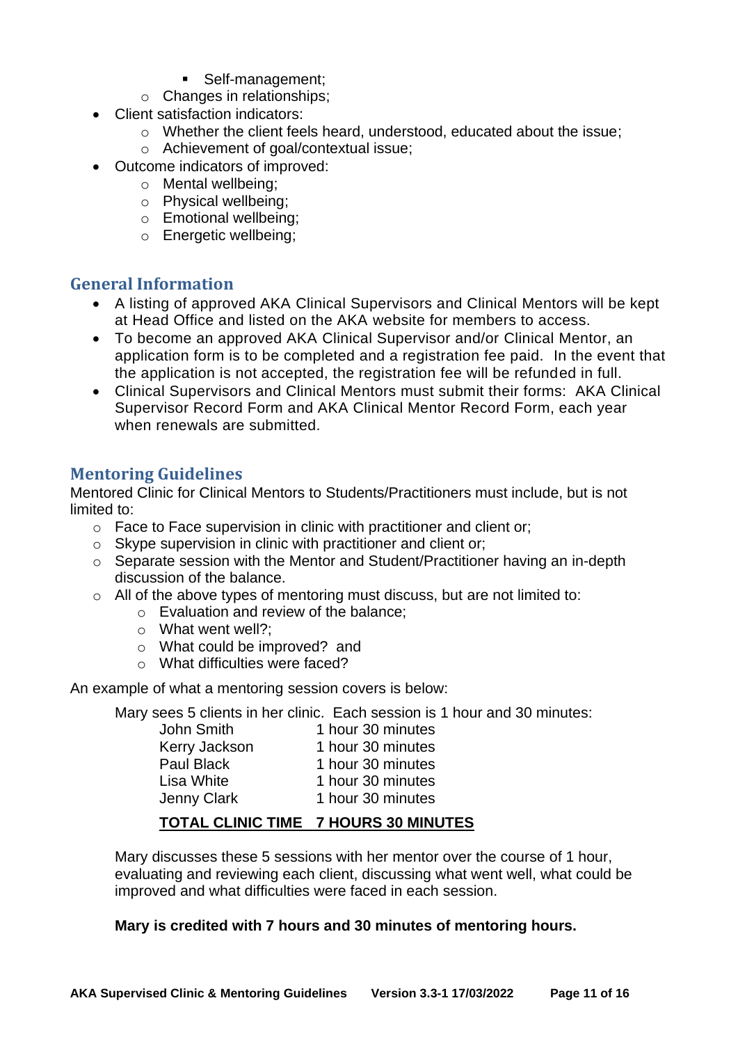- Self-management;
    - Changes in relationships;
- Client satisfaction indicators:
    - Whether the client feels heard, understood, educated about the issue;
    - Achievement of goal/contextual issue;
- Outcome indicators of improved:
    - Mental wellbeing;
    - Physical wellbeing;
    - Emotional wellbeing;
    - Energetic wellbeing;

## General Information

- A listing of approved AKA Clinical Supervisors and Clinical Mentors will be kept at Head Office and listed on the AKA website for members to access.
- To become an approved AKA Clinical Supervisor and/or Clinical Mentor, an application form is to be completed and a registration fee paid. In the event that the application is not accepted, the registration fee will be refunded in full.
- Clinical Supervisors and Clinical Mentors must submit their forms: AKA Clinical Supervisor Record Form and AKA Clinical Mentor Record Form, each year when renewals are submitted.

## Mentoring Guidelines

Mentored Clinic for Clinical Mentors to Students/Practitioners must include, but is not limited to:

- Face to Face supervision in clinic with practitioner and client or;
- Skype supervision in clinic with practitioner and client or;
- Separate session with the Mentor and Student/Practitioner having an in-depth discussion of the balance.
- All of the above types of mentoring must discuss, but are not limited to:
    - Evaluation and review of the balance;
    - What went well?;
    - What could be improved? and
    - What difficulties were faced?

An example of what a mentoring session covers is below:

Mary sees 5 clients in her clinic. Each session is 1 hour and 30 minutes:

| | |
|---|---|
| John Smith | 1 hour 30 minutes |
| Kerry Jackson | 1 hour 30 minutes |
| Paul Black | 1 hour 30 minutes |
| Lisa White | 1 hour 30 minutes |
| Jenny Clark | 1 hour 30 minutes |
| **TOTAL CLINIC TIME** | **7 HOURS 30 MINUTES** |

Mary discusses these 5 sessions with her mentor over the course of 1 hour, evaluating and reviewing each client, discussing what went well, what could be improved and what difficulties were faced in each session.

**Mary is credited with 7 hours and 30 minutes of mentoring hours.**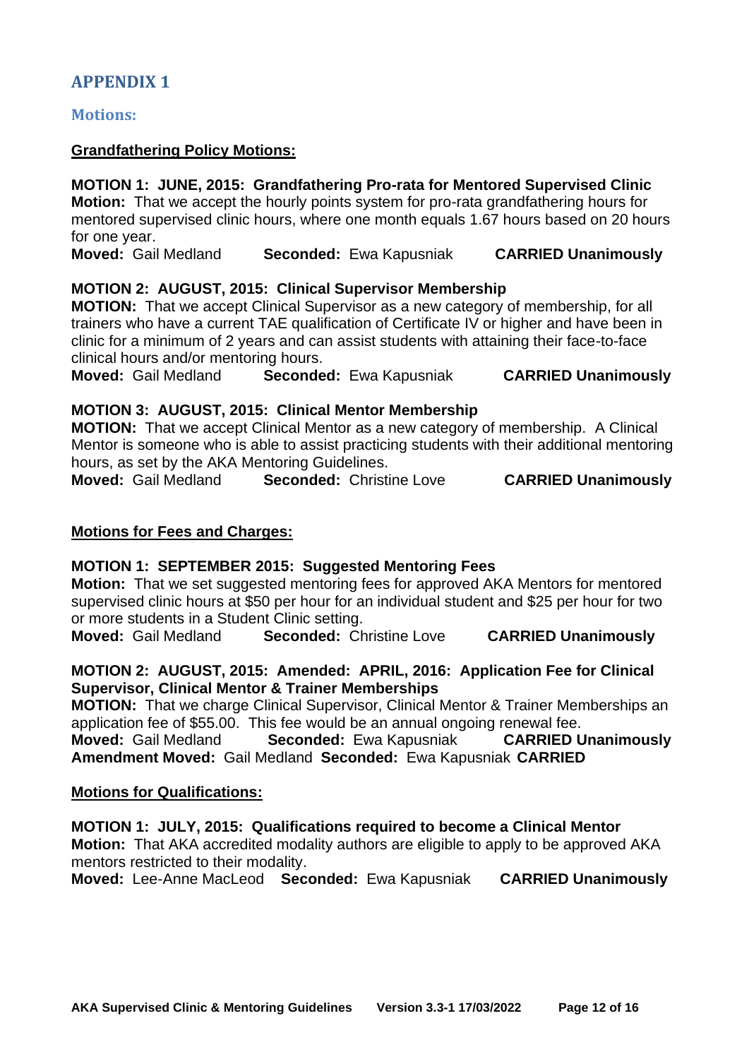# APPENDIX 1

## Motions:

**Grandfathering Policy Motions:**

**MOTION 1: JUNE, 2015: Grandfathering Pro-rata for Mentored Supervised Clinic**
**Motion:** That we accept the hourly points system for pro-rata grandfathering hours for mentored supervised clinic hours, where one month equals 1.67 hours based on 20 hours for one year.
**Moved:** Gail Medland **Seconded:** Ewa Kapusniak **CARRIED Unanimously**

**MOTION 2: AUGUST, 2015: Clinical Supervisor Membership**
**MOTION:** That we accept Clinical Supervisor as a new category of membership, for all trainers who have a current TAE qualification of Certificate IV or higher and have been in clinic for a minimum of 2 years and can assist students with attaining their face-to-face clinical hours and/or mentoring hours.
**Moved:** Gail Medland **Seconded:** Ewa Kapusniak **CARRIED Unanimously**

**MOTION 3: AUGUST, 2015: Clinical Mentor Membership**
**MOTION:** That we accept Clinical Mentor as a new category of membership. A Clinical Mentor is someone who is able to assist practicing students with their additional mentoring hours, as set by the AKA Mentoring Guidelines.
**Moved:** Gail Medland **Seconded:** Christine Love **CARRIED Unanimously**

**Motions for Fees and Charges:**

**MOTION 1: SEPTEMBER 2015: Suggested Mentoring Fees**
**Motion:** That we set suggested mentoring fees for approved AKA Mentors for mentored supervised clinic hours at $50 per hour for an individual student and $25 per hour for two or more students in a Student Clinic setting.
**Moved:** Gail Medland **Seconded:** Christine Love **CARRIED Unanimously**

**MOTION 2: AUGUST, 2015: Amended: APRIL, 2016: Application Fee for Clinical Supervisor, Clinical Mentor & Trainer Memberships**
**MOTION:** That we charge Clinical Supervisor, Clinical Mentor & Trainer Memberships an application fee of $55.00. This fee would be an annual ongoing renewal fee.
**Moved:** Gail Medland **Seconded:** Ewa Kapusniak **CARRIED Unanimously**
**Amendment Moved:** Gail Medland **Seconded:** Ewa Kapusniak **CARRIED**

**Motions for Qualifications:**

**MOTION 1: JULY, 2015: Qualifications required to become a Clinical Mentor**
**Motion:** That AKA accredited modality authors are eligible to apply to be approved AKA mentors restricted to their modality.
**Moved:** Lee-Anne MacLeod **Seconded:** Ewa Kapusniak **CARRIED Unanimously**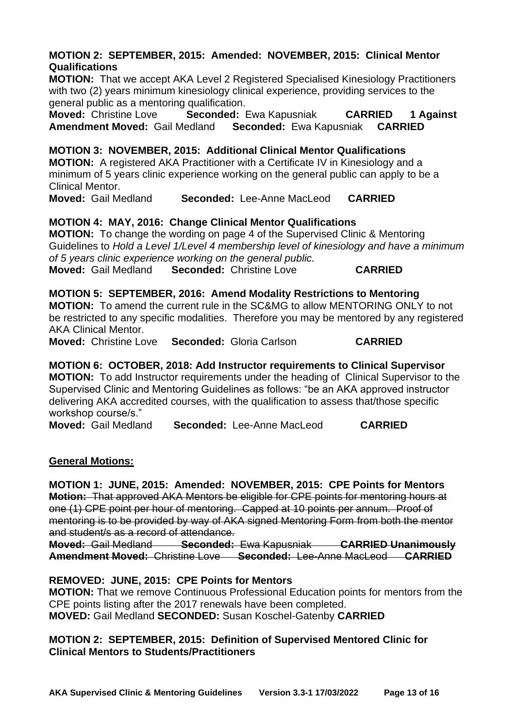**MOTION 2: SEPTEMBER, 2015: Amended: NOVEMBER, 2015: Clinical Mentor Qualifications**

**MOTION:** That we accept AKA Level 2 Registered Specialised Kinesiology Practitioners with two (2) years minimum kinesiology clinical experience, providing services to the general public as a mentoring qualification.

**Moved:** Christine Love **Seconded:** Ewa Kapusniak **CARRIED 1 Against**
**Amendment Moved:** Gail Medland **Seconded:** Ewa Kapusniak **CARRIED**

**MOTION 3: NOVEMBER, 2015: Additional Clinical Mentor Qualifications**

**MOTION:** A registered AKA Practitioner with a Certificate IV in Kinesiology and a minimum of 5 years clinic experience working on the general public can apply to be a Clinical Mentor.

**Moved:** Gail Medland **Seconded:** Lee-Anne MacLeod **CARRIED**

**MOTION 4: MAY, 2016: Change Clinical Mentor Qualifications**

**MOTION:** To change the wording on page 4 of the Supervised Clinic & Mentoring Guidelines to *Hold a Level 1/Level 4 membership level of kinesiology and have a minimum of 5 years clinic experience working on the general public.*

**Moved:** Gail Medland **Seconded:** Christine Love **CARRIED**

**MOTION 5: SEPTEMBER, 2016: Amend Modality Restrictions to Mentoring**

**MOTION:** To amend the current rule in the SC&MG to allow MENTORING ONLY to not be restricted to any specific modalities. Therefore you may be mentored by any registered AKA Clinical Mentor.

**Moved:** Christine Love **Seconded:** Gloria Carlson **CARRIED**

**MOTION 6: OCTOBER, 2018: Add Instructor requirements to Clinical Supervisor**

**MOTION:** To add Instructor requirements under the heading of Clinical Supervisor to the Supervised Clinic and Mentoring Guidelines as follows: "be an AKA approved instructor delivering AKA accredited courses, with the qualification to assess that/those specific workshop course/s."

**Moved:** Gail Medland **Seconded:** Lee-Anne MacLeod **CARRIED**

**General Motions:**

**MOTION 1: JUNE, 2015: Amended: NOVEMBER, 2015: CPE Points for Mentors**

~~**Motion:** That approved AKA Mentors be eligible for CPE points for mentoring hours at one (1) CPE point per hour of mentoring. Capped at 10 points per annum. Proof of mentoring is to be provided by way of AKA signed Mentoring Form from both the mentor and student/s as a record of attendance.~~

~~**Moved:** Gail Medland **Seconded:** Ewa Kapusniak **CARRIED Unanimously**~~
~~**Amendment Moved:** Christine Love **Seconded:** Lee-Anne MacLeod **CARRIED**~~

**REMOVED: JUNE, 2015: CPE Points for Mentors**

**MOTION:** That we remove Continuous Professional Education points for mentors from the CPE points listing after the 2017 renewals have been completed.

**MOVED:** Gail Medland **SECONDED:** Susan Koschel-Gatenby **CARRIED**

**MOTION 2: SEPTEMBER, 2015: Definition of Supervised Mentored Clinic for Clinical Mentors to Students/Practitioners**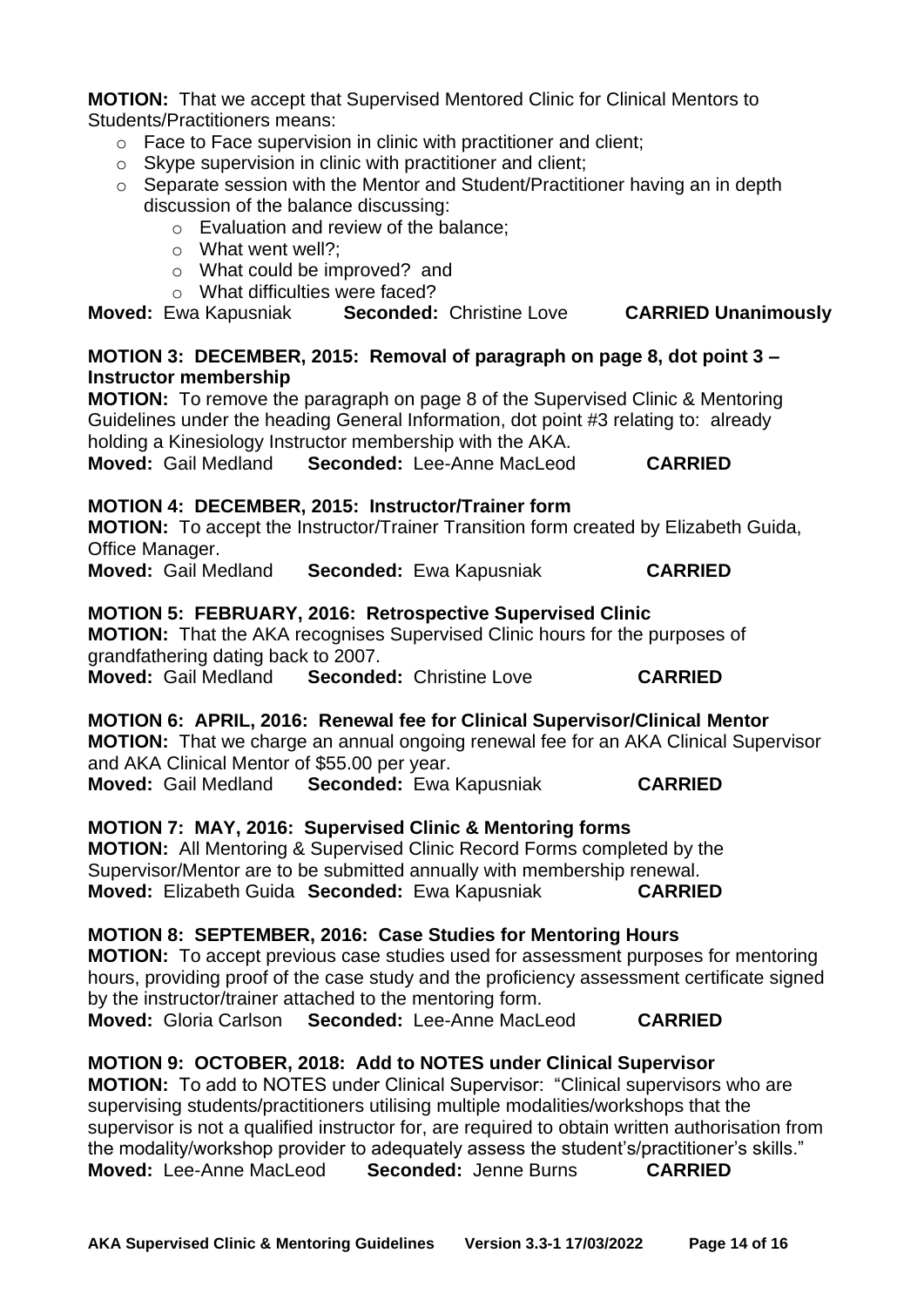**MOTION:** That we accept that Supervised Mentored Clinic for Clinical Mentors to Students/Practitioners means:

- Face to Face supervision in clinic with practitioner and client;
- Skype supervision in clinic with practitioner and client;
- Separate session with the Mentor and Student/Practitioner having an in depth discussion of the balance discussing:
  - Evaluation and review of the balance;
  - What went well?;
  - What could be improved? and
  - What difficulties were faced?

**Moved:** Ewa Kapusniak **Seconded:** Christine Love **CARRIED Unanimously**

**MOTION 3: DECEMBER, 2015: Removal of paragraph on page 8, dot point 3 – Instructor membership**

**MOTION:** To remove the paragraph on page 8 of the Supervised Clinic & Mentoring Guidelines under the heading General Information, dot point #3 relating to: already holding a Kinesiology Instructor membership with the AKA.

**Moved:** Gail Medland **Seconded:** Lee-Anne MacLeod **CARRIED**

**MOTION 4: DECEMBER, 2015: Instructor/Trainer form**

**MOTION:** To accept the Instructor/Trainer Transition form created by Elizabeth Guida, Office Manager.

**Moved:** Gail Medland **Seconded:** Ewa Kapusniak **CARRIED**

**MOTION 5: FEBRUARY, 2016: Retrospective Supervised Clinic**

**MOTION:** That the AKA recognises Supervised Clinic hours for the purposes of grandfathering dating back to 2007.

**Moved:** Gail Medland **Seconded:** Christine Love **CARRIED**

**MOTION 6: APRIL, 2016: Renewal fee for Clinical Supervisor/Clinical Mentor**

**MOTION:** That we charge an annual ongoing renewal fee for an AKA Clinical Supervisor and AKA Clinical Mentor of $55.00 per year.

**Moved:** Gail Medland **Seconded:** Ewa Kapusniak **CARRIED**

**MOTION 7: MAY, 2016: Supervised Clinic & Mentoring forms**

**MOTION:** All Mentoring & Supervised Clinic Record Forms completed by the Supervisor/Mentor are to be submitted annually with membership renewal.

**Moved:** Elizabeth Guida **Seconded:** Ewa Kapusniak **CARRIED**

**MOTION 8: SEPTEMBER, 2016: Case Studies for Mentoring Hours**

**MOTION:** To accept previous case studies used for assessment purposes for mentoring hours, providing proof of the case study and the proficiency assessment certificate signed by the instructor/trainer attached to the mentoring form.

**Moved:** Gloria Carlson **Seconded:** Lee-Anne MacLeod **CARRIED**

**MOTION 9: OCTOBER, 2018: Add to NOTES under Clinical Supervisor**

**MOTION:** To add to NOTES under Clinical Supervisor: "Clinical supervisors who are supervising students/practitioners utilising multiple modalities/workshops that the supervisor is not a qualified instructor for, are required to obtain written authorisation from the modality/workshop provider to adequately assess the student's/practitioner's skills."

**Moved:** Lee-Anne MacLeod **Seconded:** Jenne Burns **CARRIED**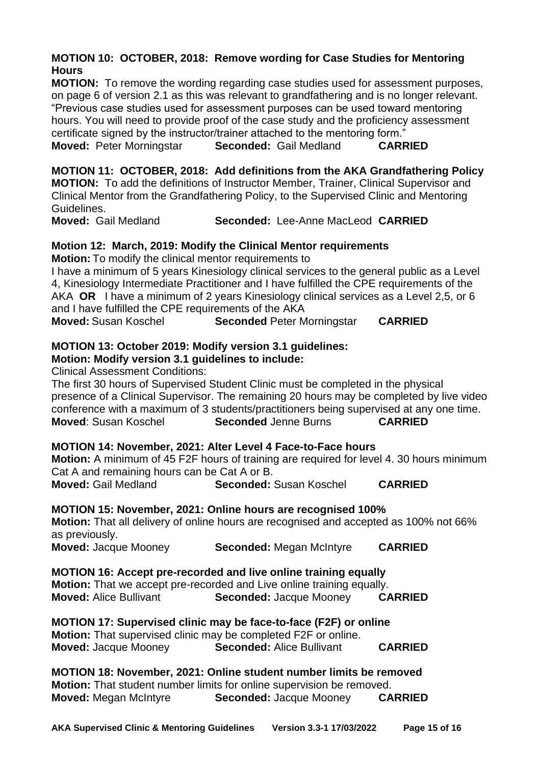**MOTION 10: OCTOBER, 2018: Remove wording for Case Studies for Mentoring Hours**

**MOTION:** To remove the wording regarding case studies used for assessment purposes, on page 6 of version 2.1 as this was relevant to grandfathering and is no longer relevant. "Previous case studies used for assessment purposes can be used toward mentoring hours. You will need to provide proof of the case study and the proficiency assessment certificate signed by the instructor/trainer attached to the mentoring form."

**Moved:** Peter Morningstar **Seconded:** Gail Medland **CARRIED**

**MOTION 11: OCTOBER, 2018: Add definitions from the AKA Grandfathering Policy**

**MOTION:** To add the definitions of Instructor Member, Trainer, Clinical Supervisor and Clinical Mentor from the Grandfathering Policy, to the Supervised Clinic and Mentoring Guidelines.

**Moved:** Gail Medland **Seconded:** Lee-Anne MacLeod **CARRIED**

**Motion 12: March, 2019: Modify the Clinical Mentor requirements**

**Motion:** To modify the clinical mentor requirements to

I have a minimum of 5 years Kinesiology clinical services to the general public as a Level 4, Kinesiology Intermediate Practitioner and I have fulfilled the CPE requirements of the AKA **OR** I have a minimum of 2 years Kinesiology clinical services as a Level 2,5, or 6 and I have fulfilled the CPE requirements of the AKA

**Moved:** Susan Koschel **Seconded** Peter Morningstar **CARRIED**

**MOTION 13: October 2019: Modify version 3.1 guidelines:**

**Motion: Modify version 3.1 guidelines to include:**

Clinical Assessment Conditions:

The first 30 hours of Supervised Student Clinic must be completed in the physical presence of a Clinical Supervisor. The remaining 20 hours may be completed by live video conference with a maximum of 3 students/practitioners being supervised at any one time.

**Moved**: Susan Koschel **Seconded** Jenne Burns **CARRIED**

**MOTION 14: November, 2021: Alter Level 4 Face-to-Face hours**

**Motion:** A minimum of 45 F2F hours of training are required for level 4. 30 hours minimum Cat A and remaining hours can be Cat A or B.

**Moved:** Gail Medland **Seconded:** Susan Koschel **CARRIED**

**MOTION 15: November, 2021: Online hours are recognised 100%**

**Motion:** That all delivery of online hours are recognised and accepted as 100% not 66% as previously.

**Moved:** Jacque Mooney **Seconded:** Megan McIntyre **CARRIED**

**MOTION 16: Accept pre-recorded and live online training equally**

**Motion:** That we accept pre-recorded and Live online training equally.

**Moved:** Alice Bullivant **Seconded:** Jacque Mooney **CARRIED**

**MOTION 17: Supervised clinic may be face-to-face (F2F) or online**

**Motion:** That supervised clinic may be completed F2F or online.

**Moved:** Jacque Mooney **Seconded:** Alice Bullivant **CARRIED**

**MOTION 18: November, 2021: Online student number limits be removed**

**Motion:** That student number limits for online supervision be removed.

**Moved:** Megan McIntyre **Seconded:** Jacque Mooney **CARRIED**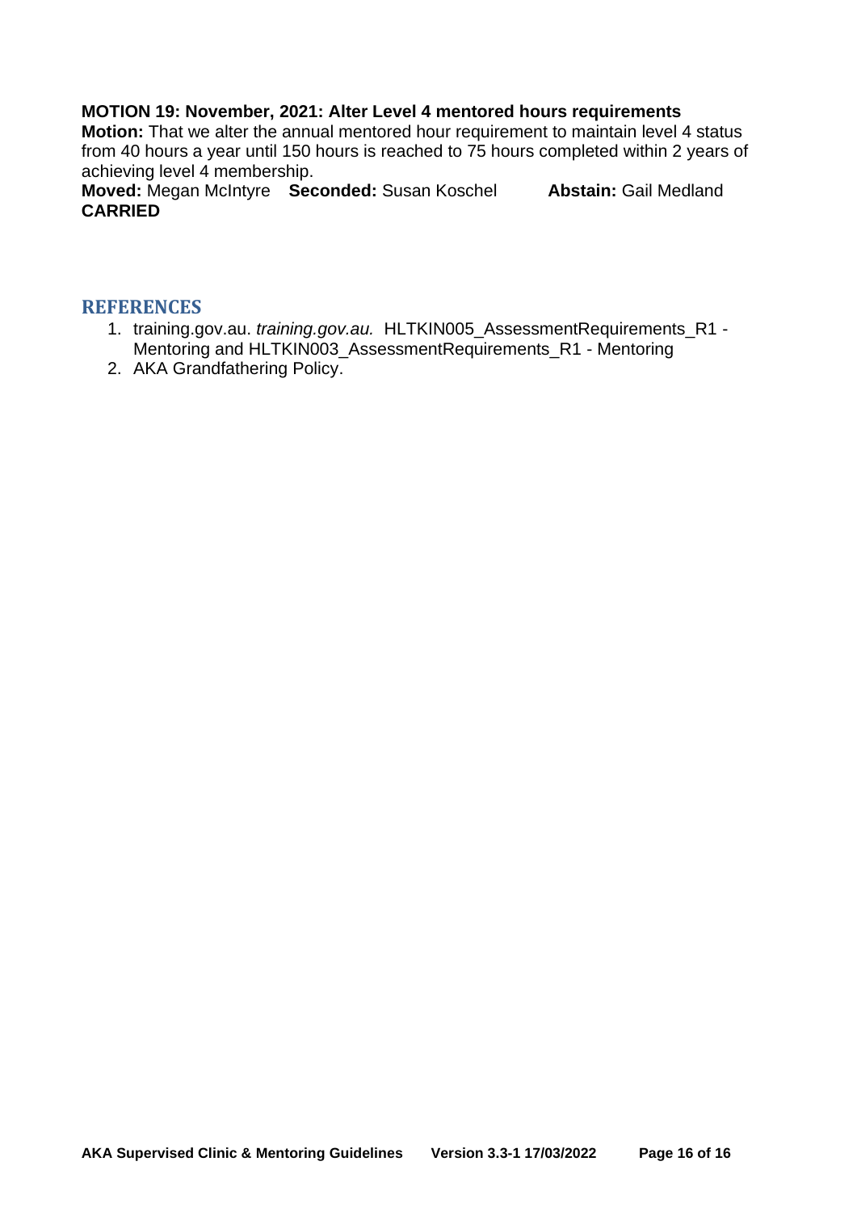**MOTION 19: November, 2021: Alter Level 4 mentored hours requirements**
**Motion:** That we alter the annual mentored hour requirement to maintain level 4 status from 40 hours a year until 150 hours is reached to 75 hours completed within 2 years of achieving level 4 membership.
**Moved:** Megan McIntyre **Seconded:** Susan Koschel **Abstain:** Gail Medland
**CARRIED**

## REFERENCES

1. training.gov.au. *training.gov.au.* HLTKIN005_AssessmentRequirements_R1 - Mentoring and HLTKIN003_AssessmentRequirements_R1 - Mentoring
2. AKA Grandfathering Policy.